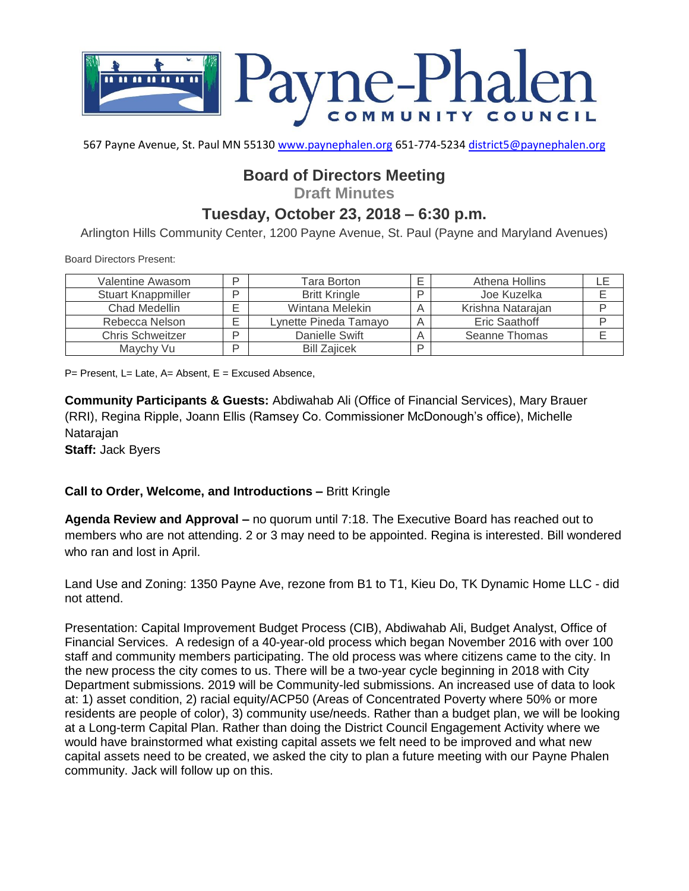# Payne-Phalen COMMUNITY COUNCIL

567 Payne Avenue, St. Paul MN 55130 www.paynephalen.org 651-774-5234 district5@paynephalen.org

## Board of Directors Meeting

**Draft Minutes**

## Tuesday, October 23, 2018 – 6:30 p.m.

Arlington Hills Community Center, 1200 Payne Avenue, St. Paul (Payne and Maryland Avenues)

Board Directors Present:

| Valentine Awasom | P | Tara Borton | E | Athena Hollins | LE |
|---|---|---|---|---|---|
| Stuart Knappmiller | P | Britt Kringle | P | Joe Kuzelka | E |
| Chad Medellin | E | Wintana Melekin | A | Krishna Natarajan | P |
| Rebecca Nelson | E | Lynette Pineda Tamayo | A | Eric Saathoff | P |
| Chris Schweitzer | P | Danielle Swift | A | Seanne Thomas | E |
| Maychy Vu | P | Bill Zajicek | P | | |

P= Present, L= Late, A= Absent, E = Excused Absence,

**Community Participants & Guests:** Abdiwahab Ali (Office of Financial Services), Mary Brauer (RRI), Regina Ripple, Joann Ellis (Ramsey Co. Commissioner McDonough's office), Michelle Natarajan
**Staff:** Jack Byers

**Call to Order, Welcome, and Introductions –** Britt Kringle

**Agenda Review and Approval –** no quorum until 7:18. The Executive Board has reached out to members who are not attending. 2 or 3 may need to be appointed. Regina is interested. Bill wondered who ran and lost in April.

Land Use and Zoning: 1350 Payne Ave, rezone from B1 to T1, Kieu Do, TK Dynamic Home LLC - did not attend.

Presentation: Capital Improvement Budget Process (CIB), Abdiwahab Ali, Budget Analyst, Office of Financial Services. A redesign of a 40-year-old process which began November 2016 with over 100 staff and community members participating. The old process was where citizens came to the city. In the new process the city comes to us. There will be a two-year cycle beginning in 2018 with City Department submissions. 2019 will be Community-led submissions. An increased use of data to look at: 1) asset condition, 2) racial equity/ACP50 (Areas of Concentrated Poverty where 50% or more residents are people of color), 3) community use/needs. Rather than a budget plan, we will be looking at a Long-term Capital Plan. Rather than doing the District Council Engagement Activity where we would have brainstormed what existing capital assets we felt need to be improved and what new capital assets need to be created, we asked the city to plan a future meeting with our Payne Phalen community. Jack will follow up on this.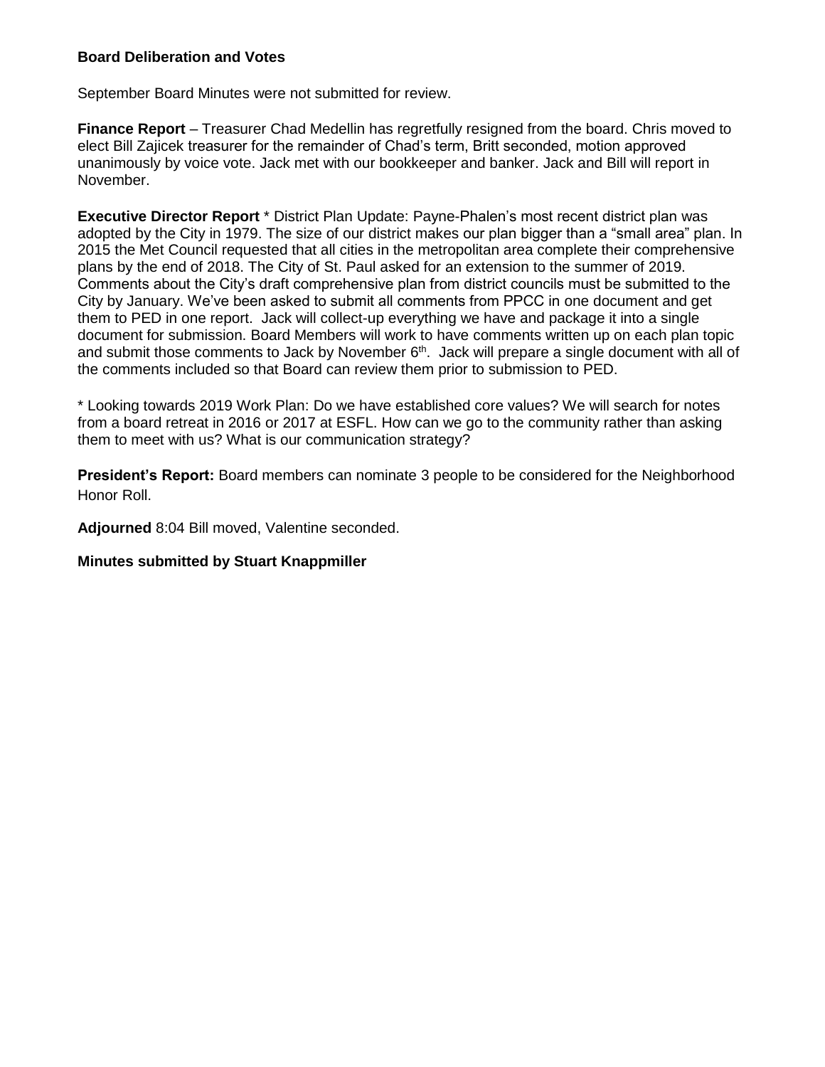**Board Deliberation and Votes**

September Board Minutes were not submitted for review.

**Finance Report** – Treasurer Chad Medellin has regretfully resigned from the board. Chris moved to elect Bill Zajicek treasurer for the remainder of Chad's term, Britt seconded, motion approved unanimously by voice vote. Jack met with our bookkeeper and banker. Jack and Bill will report in November.

**Executive Director Report** * District Plan Update: Payne-Phalen's most recent district plan was adopted by the City in 1979. The size of our district makes our plan bigger than a "small area" plan. In 2015 the Met Council requested that all cities in the metropolitan area complete their comprehensive plans by the end of 2018. The City of St. Paul asked for an extension to the summer of 2019. Comments about the City's draft comprehensive plan from district councils must be submitted to the City by January. We've been asked to submit all comments from PPCC in one document and get them to PED in one report. Jack will collect-up everything we have and package it into a single document for submission. Board Members will work to have comments written up on each plan topic and submit those comments to Jack by November 6th. Jack will prepare a single document with all of the comments included so that Board can review them prior to submission to PED.

* Looking towards 2019 Work Plan: Do we have established core values? We will search for notes from a board retreat in 2016 or 2017 at ESFL. How can we go to the community rather than asking them to meet with us? What is our communication strategy?

**President's Report:** Board members can nominate 3 people to be considered for the Neighborhood Honor Roll.

**Adjourned** 8:04 Bill moved, Valentine seconded.

**Minutes submitted by Stuart Knappmiller**